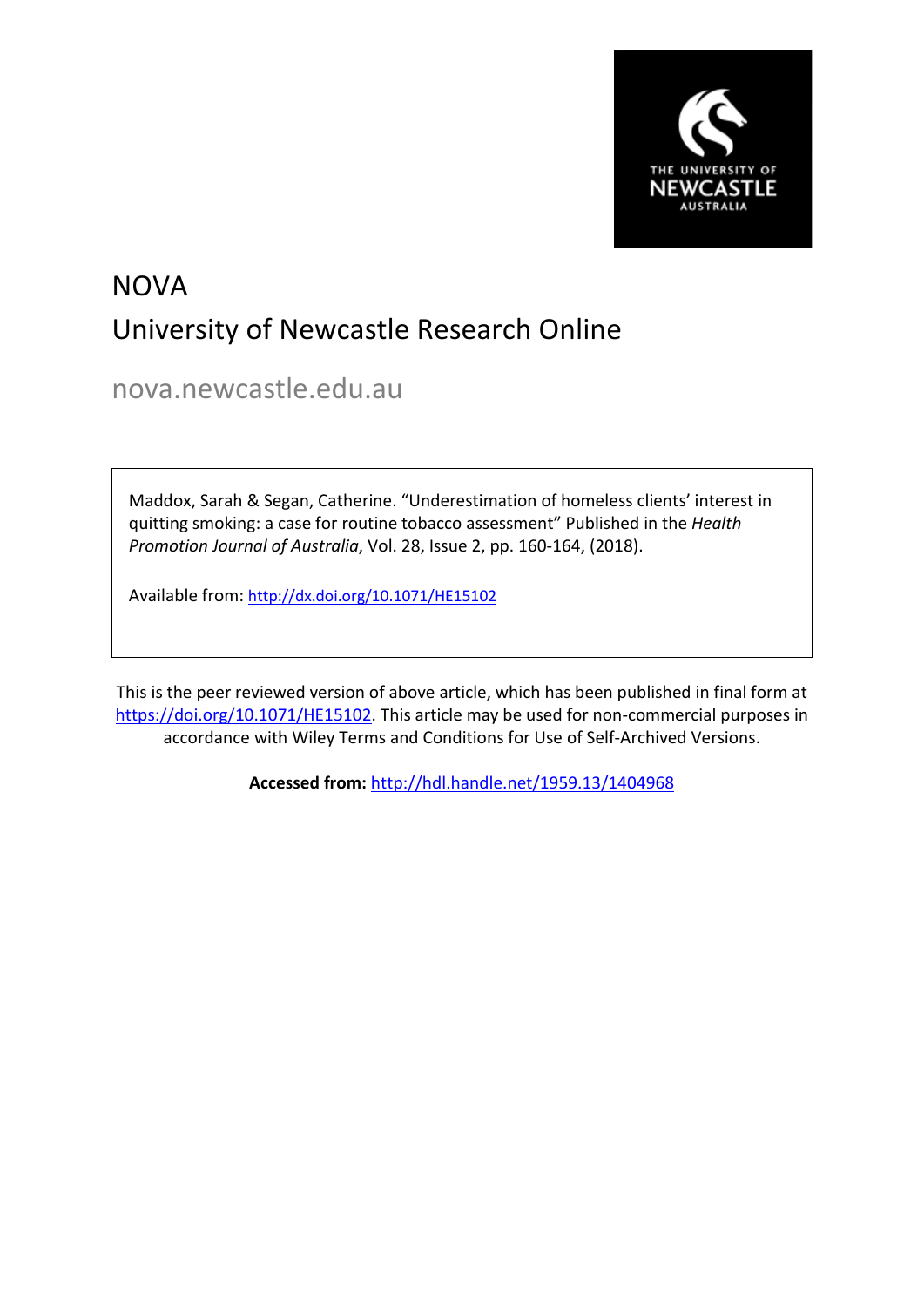# NOVA

## University of Newcastle Research Online

nova.newcastle.edu.au

Maddox, Sarah & Segan, Catherine. "Underestimation of homeless clients' interest in quitting smoking: a case for routine tobacco assessment" Published in the *Health Promotion Journal of Australia*, Vol. 28, Issue 2, pp. 160-164, (2018).

Available from: http://dx.doi.org/10.1071/HE15102

This is the peer reviewed version of above article, which has been published in final form at https://doi.org/10.1071/HE15102. This article may be used for non-commercial purposes in accordance with Wiley Terms and Conditions for Use of Self-Archived Versions.

**Accessed from:** http://hdl.handle.net/1959.13/1404968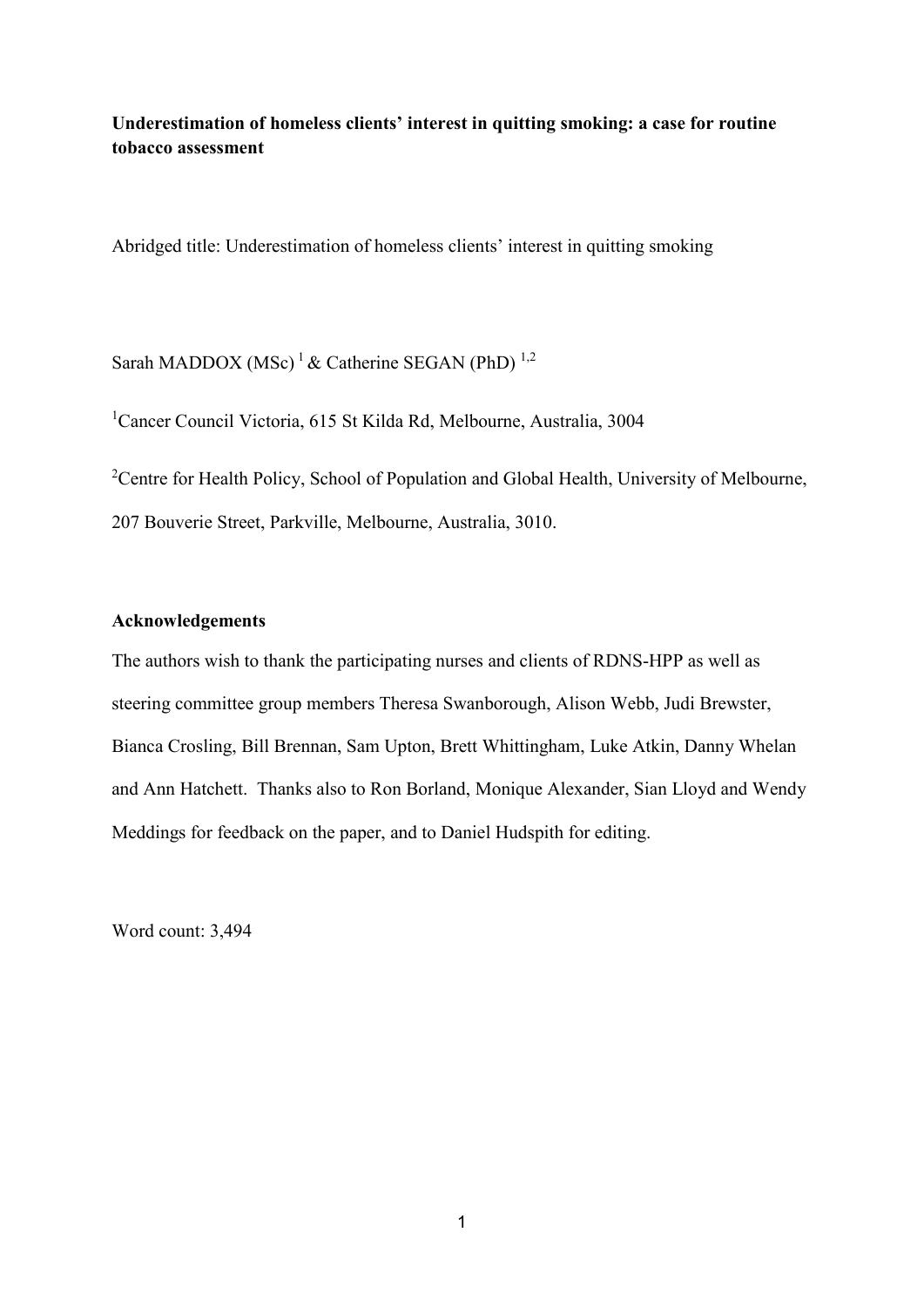**Underestimation of homeless clients' interest in quitting smoking: a case for routine tobacco assessment**

Abridged title: Underestimation of homeless clients' interest in quitting smoking

Sarah MADDOX (MSc) [1] & Catherine SEGAN (PhD) [1,2]

[1]Cancer Council Victoria, 615 St Kilda Rd, Melbourne, Australia, 3004

[2]Centre for Health Policy, School of Population and Global Health, University of Melbourne, 207 Bouverie Street, Parkville, Melbourne, Australia, 3010.

**Acknowledgements**

The authors wish to thank the participating nurses and clients of RDNS-HPP as well as steering committee group members Theresa Swanborough, Alison Webb, Judi Brewster, Bianca Crosling, Bill Brennan, Sam Upton, Brett Whittingham, Luke Atkin, Danny Whelan and Ann Hatchett. Thanks also to Ron Borland, Monique Alexander, Sian Lloyd and Wendy Meddings for feedback on the paper, and to Daniel Hudspith for editing.

Word count: 3,494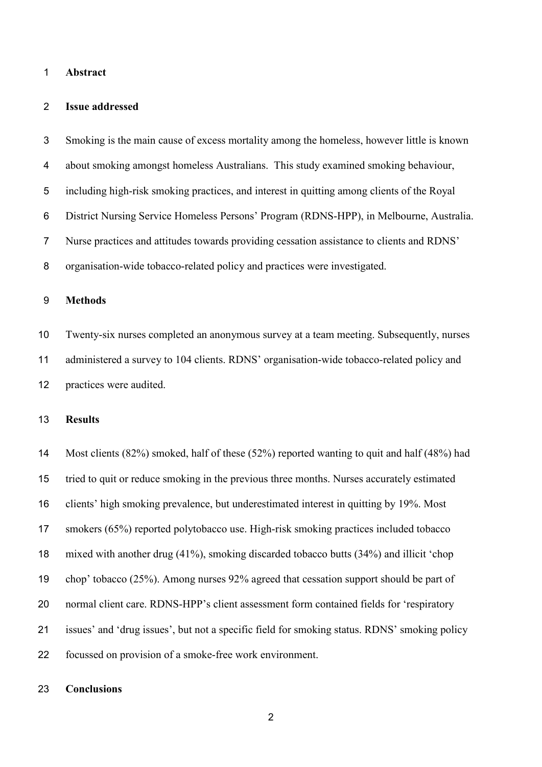**Abstract**

**Issue addressed**

Smoking is the main cause of excess mortality among the homeless, however little is known about smoking amongst homeless Australians. This study examined smoking behaviour, including high-risk smoking practices, and interest in quitting among clients of the Royal District Nursing Service Homeless Persons' Program (RDNS-HPP), in Melbourne, Australia. Nurse practices and attitudes towards providing cessation assistance to clients and RDNS' organisation-wide tobacco-related policy and practices were investigated.

**Methods**

Twenty-six nurses completed an anonymous survey at a team meeting. Subsequently, nurses administered a survey to 104 clients. RDNS' organisation-wide tobacco-related policy and practices were audited.

**Results**

Most clients (82%) smoked, half of these (52%) reported wanting to quit and half (48%) had tried to quit or reduce smoking in the previous three months. Nurses accurately estimated clients' high smoking prevalence, but underestimated interest in quitting by 19%. Most smokers (65%) reported polytobacco use. High-risk smoking practices included tobacco mixed with another drug (41%), smoking discarded tobacco butts (34%) and illicit 'chop chop' tobacco (25%). Among nurses 92% agreed that cessation support should be part of normal client care. RDNS-HPP's client assessment form contained fields for 'respiratory issues' and 'drug issues', but not a specific field for smoking status. RDNS' smoking policy focussed on provision of a smoke-free work environment.

**Conclusions**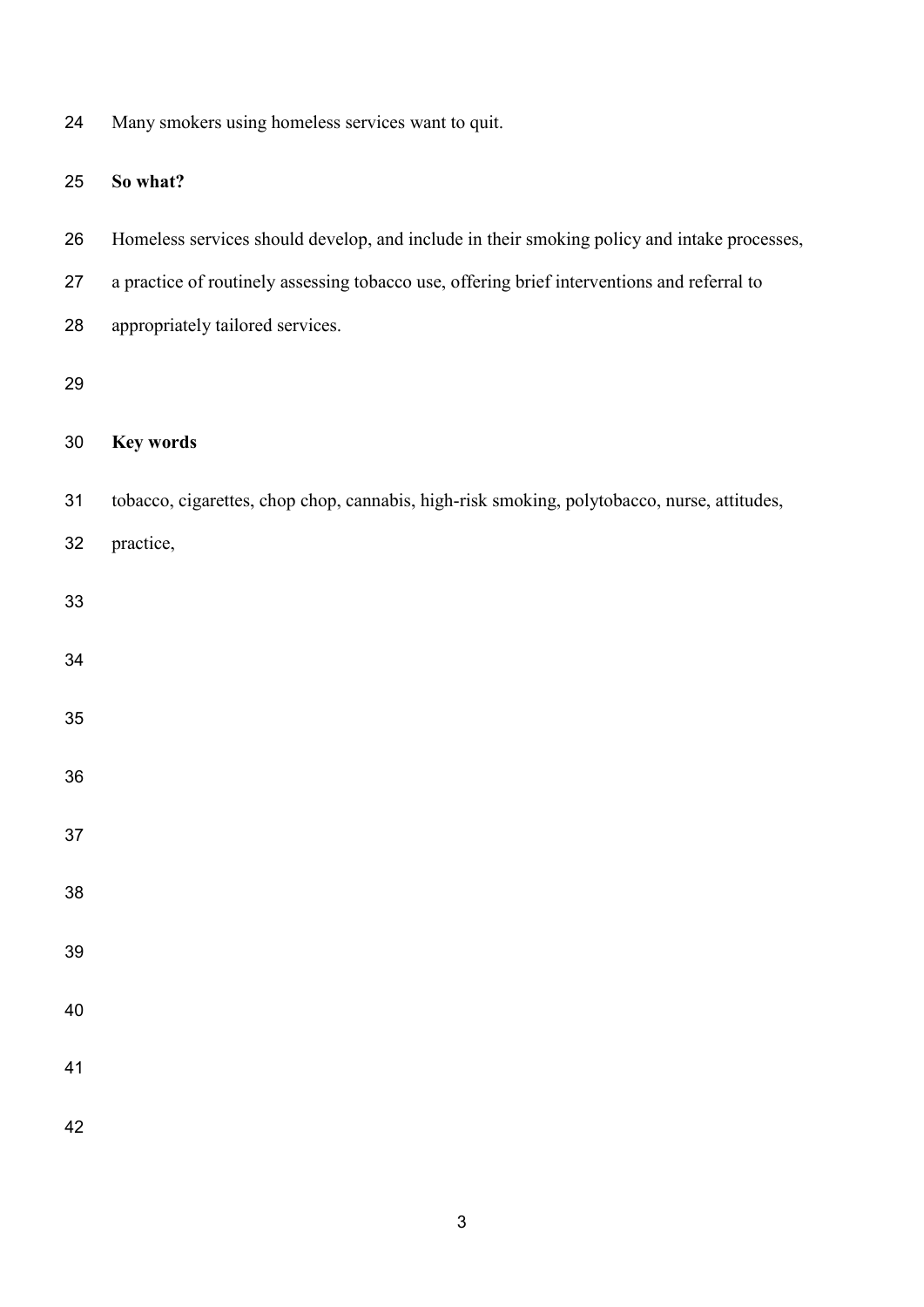Many smokers using homeless services want to quit.

**So what?**

Homeless services should develop, and include in their smoking policy and intake processes, a practice of routinely assessing tobacco use, offering brief interventions and referral to appropriately tailored services.

**Key words**

tobacco, cigarettes, chop chop, cannabis, high-risk smoking, polytobacco, nurse, attitudes, practice,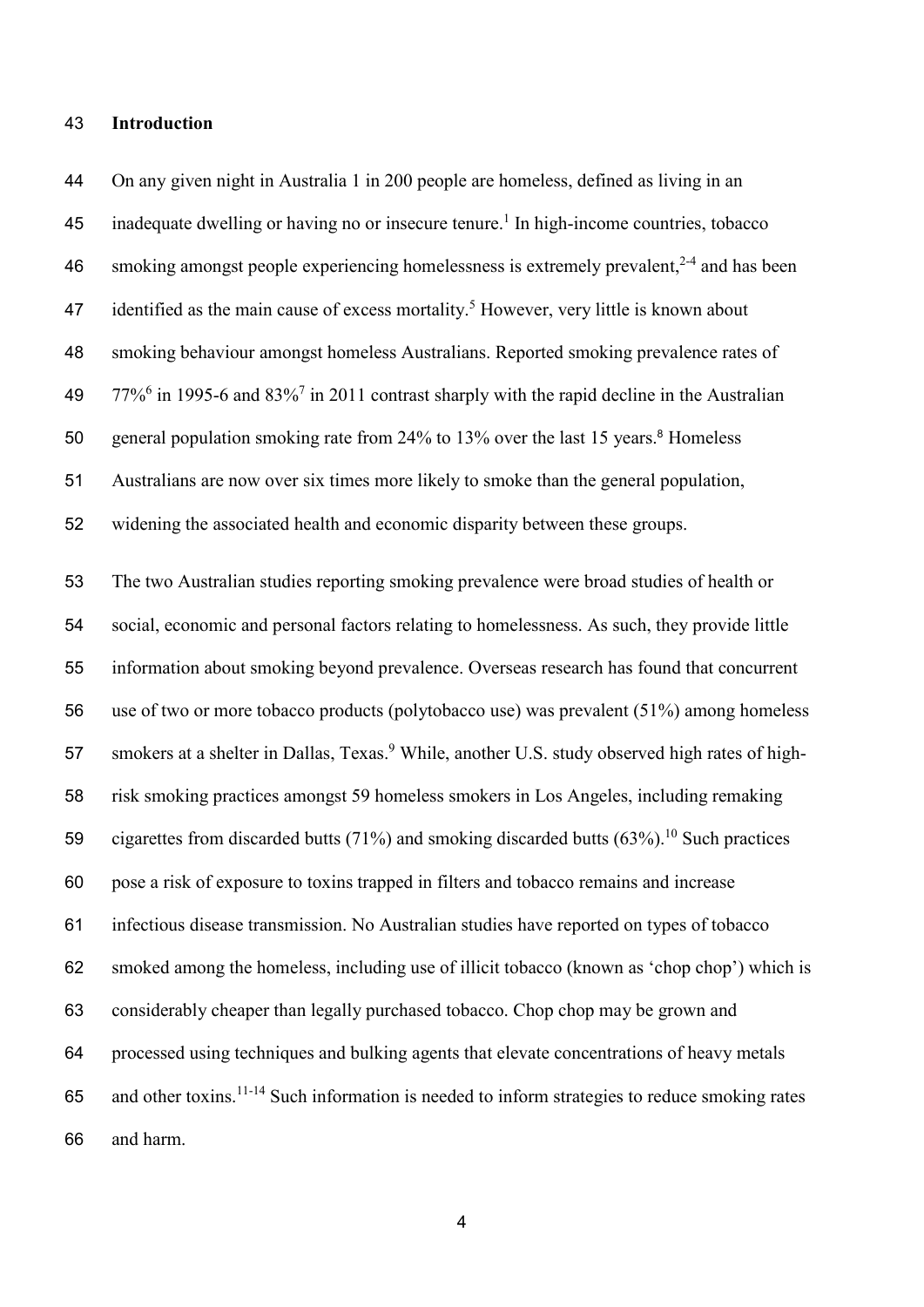## Introduction

On any given night in Australia 1 in 200 people are homeless, defined as living in an inadequate dwelling or having no or insecure tenure.[1] In high-income countries, tobacco smoking amongst people experiencing homelessness is extremely prevalent,[2-4] and has been identified as the main cause of excess mortality.[5] However, very little is known about smoking behaviour amongst homeless Australians. Reported smoking prevalence rates of 77%[6] in 1995-6 and 83%[7] in 2011 contrast sharply with the rapid decline in the Australian general population smoking rate from 24% to 13% over the last 15 years.[8] Homeless Australians are now over six times more likely to smoke than the general population, widening the associated health and economic disparity between these groups.

The two Australian studies reporting smoking prevalence were broad studies of health or social, economic and personal factors relating to homelessness. As such, they provide little information about smoking beyond prevalence. Overseas research has found that concurrent use of two or more tobacco products (polytobacco use) was prevalent (51%) among homeless smokers at a shelter in Dallas, Texas.[9] While, another U.S. study observed high rates of high-risk smoking practices amongst 59 homeless smokers in Los Angeles, including remaking cigarettes from discarded butts (71%) and smoking discarded butts (63%).[10] Such practices pose a risk of exposure to toxins trapped in filters and tobacco remains and increase infectious disease transmission. No Australian studies have reported on types of tobacco smoked among the homeless, including use of illicit tobacco (known as 'chop chop') which is considerably cheaper than legally purchased tobacco. Chop chop may be grown and processed using techniques and bulking agents that elevate concentrations of heavy metals and other toxins.[11-14] Such information is needed to inform strategies to reduce smoking rates and harm.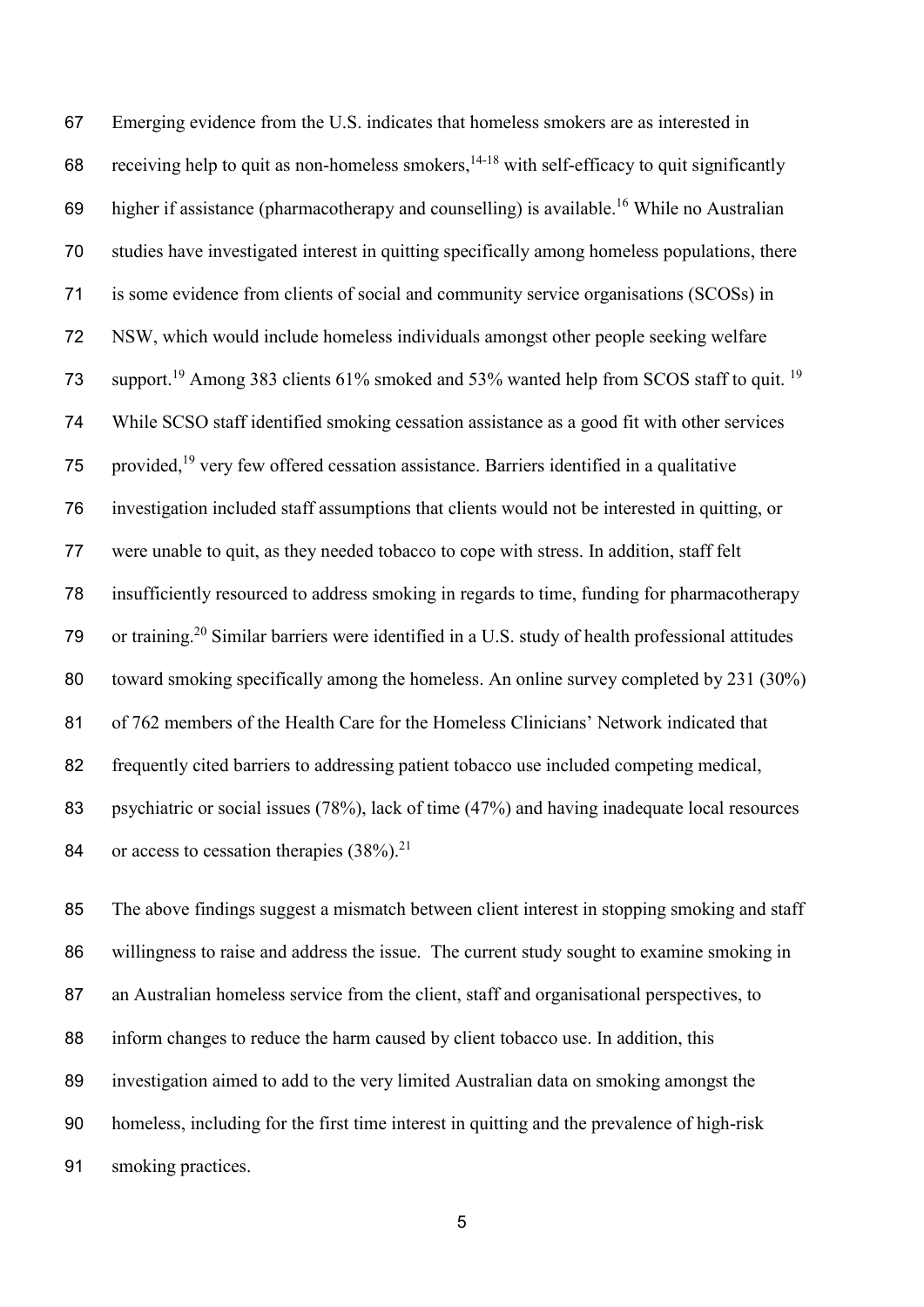Emerging evidence from the U.S. indicates that homeless smokers are as interested in receiving help to quit as non-homeless smokers,[14-18] with self-efficacy to quit significantly higher if assistance (pharmacotherapy and counselling) is available.[16] While no Australian studies have investigated interest in quitting specifically among homeless populations, there is some evidence from clients of social and community service organisations (SCOSs) in NSW, which would include homeless individuals amongst other people seeking welfare support.[19] Among 383 clients 61% smoked and 53% wanted help from SCOS staff to quit. [19] While SCSO staff identified smoking cessation assistance as a good fit with other services provided,[19] very few offered cessation assistance. Barriers identified in a qualitative investigation included staff assumptions that clients would not be interested in quitting, or were unable to quit, as they needed tobacco to cope with stress. In addition, staff felt insufficiently resourced to address smoking in regards to time, funding for pharmacotherapy or training.[20] Similar barriers were identified in a U.S. study of health professional attitudes toward smoking specifically among the homeless. An online survey completed by 231 (30%) of 762 members of the Health Care for the Homeless Clinicians' Network indicated that frequently cited barriers to addressing patient tobacco use included competing medical, psychiatric or social issues (78%), lack of time (47%) and having inadequate local resources or access to cessation therapies (38%).[21]

The above findings suggest a mismatch between client interest in stopping smoking and staff willingness to raise and address the issue. The current study sought to examine smoking in an Australian homeless service from the client, staff and organisational perspectives, to inform changes to reduce the harm caused by client tobacco use. In addition, this investigation aimed to add to the very limited Australian data on smoking amongst the homeless, including for the first time interest in quitting and the prevalence of high-risk smoking practices.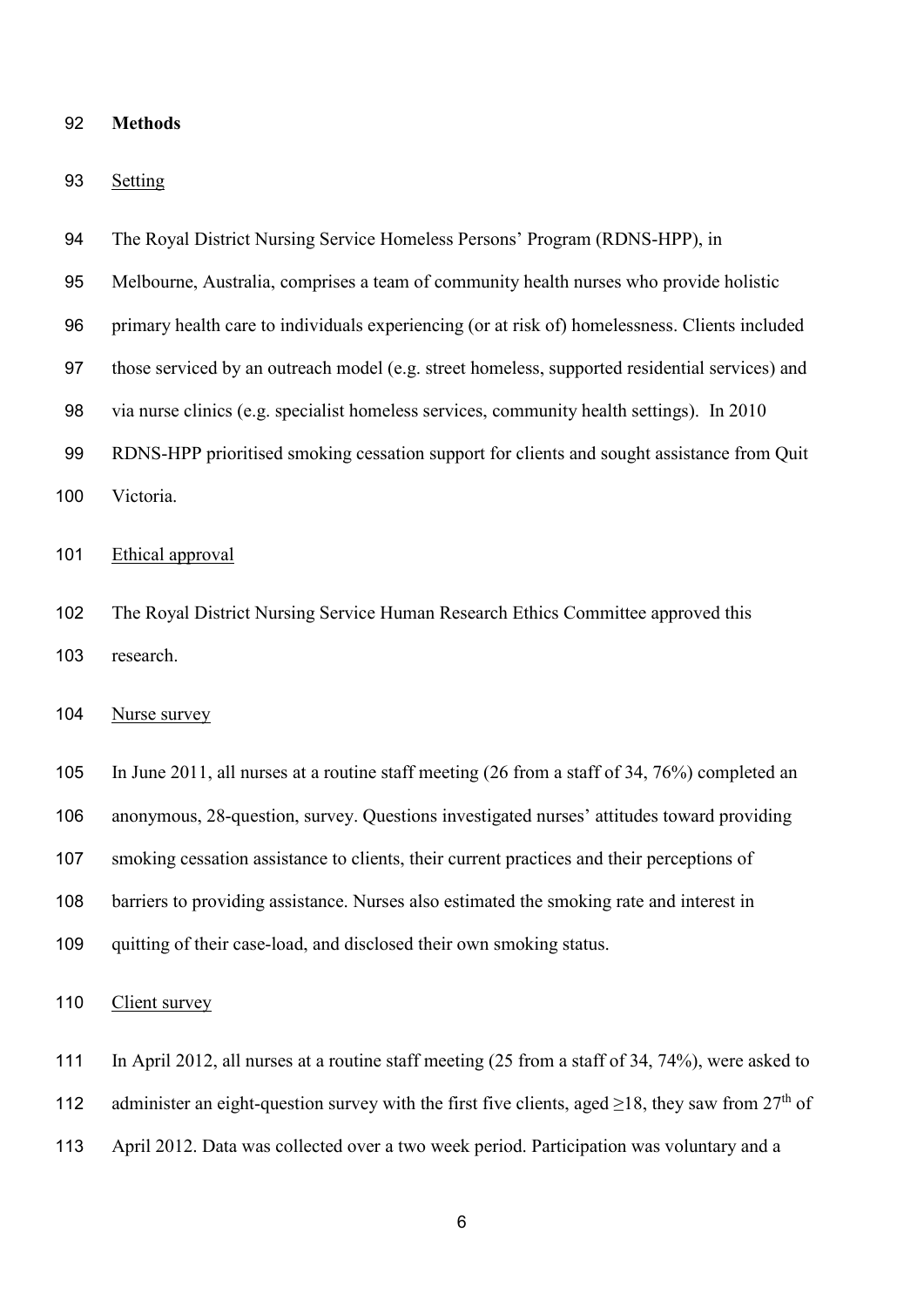## Methods

### Setting

The Royal District Nursing Service Homeless Persons' Program (RDNS-HPP), in Melbourne, Australia, comprises a team of community health nurses who provide holistic primary health care to individuals experiencing (or at risk of) homelessness. Clients included those serviced by an outreach model (e.g. street homeless, supported residential services) and via nurse clinics (e.g. specialist homeless services, community health settings). In 2010 RDNS-HPP prioritised smoking cessation support for clients and sought assistance from Quit Victoria.

### Ethical approval

The Royal District Nursing Service Human Research Ethics Committee approved this research.

### Nurse survey

In June 2011, all nurses at a routine staff meeting (26 from a staff of 34, 76%) completed an anonymous, 28-question, survey. Questions investigated nurses' attitudes toward providing smoking cessation assistance to clients, their current practices and their perceptions of barriers to providing assistance. Nurses also estimated the smoking rate and interest in quitting of their case-load, and disclosed their own smoking status.

### Client survey

In April 2012, all nurses at a routine staff meeting (25 from a staff of 34, 74%), were asked to administer an eight-question survey with the first five clients, aged ≥18, they saw from 27th of April 2012. Data was collected over a two week period. Participation was voluntary and a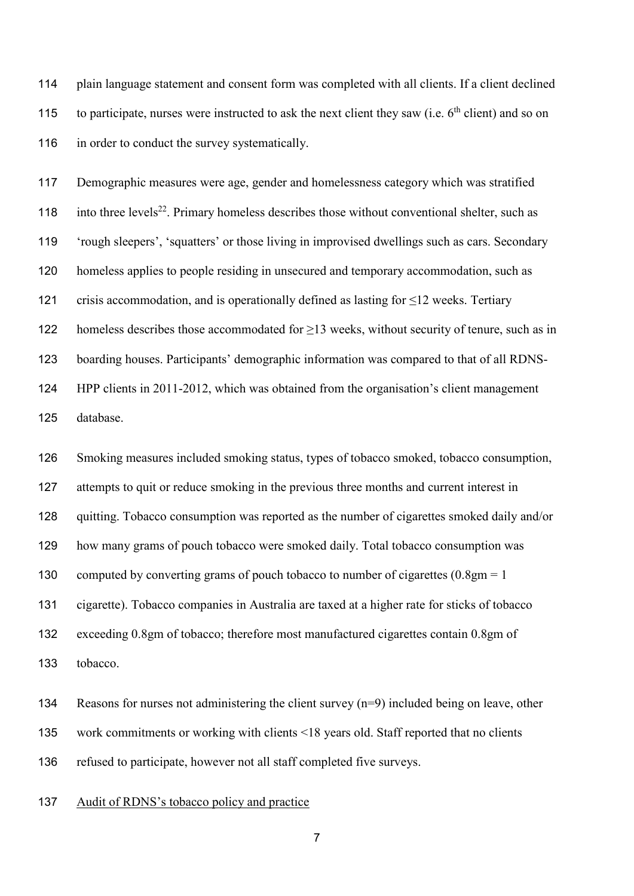plain language statement and consent form was completed with all clients. If a client declined to participate, nurses were instructed to ask the next client they saw (i.e. 6th client) and so on in order to conduct the survey systematically.

Demographic measures were age, gender and homelessness category which was stratified into three levels[22]. Primary homeless describes those without conventional shelter, such as 'rough sleepers', 'squatters' or those living in improvised dwellings such as cars. Secondary homeless applies to people residing in unsecured and temporary accommodation, such as crisis accommodation, and is operationally defined as lasting for ≤12 weeks. Tertiary homeless describes those accommodated for ≥13 weeks, without security of tenure, such as in boarding houses. Participants' demographic information was compared to that of all RDNS-HPP clients in 2011-2012, which was obtained from the organisation's client management database.

Smoking measures included smoking status, types of tobacco smoked, tobacco consumption, attempts to quit or reduce smoking in the previous three months and current interest in quitting. Tobacco consumption was reported as the number of cigarettes smoked daily and/or how many grams of pouch tobacco were smoked daily. Total tobacco consumption was computed by converting grams of pouch tobacco to number of cigarettes (0.8gm = 1 cigarette). Tobacco companies in Australia are taxed at a higher rate for sticks of tobacco exceeding 0.8gm of tobacco; therefore most manufactured cigarettes contain 0.8gm of tobacco.

Reasons for nurses not administering the client survey (n=9) included being on leave, other work commitments or working with clients <18 years old. Staff reported that no clients refused to participate, however not all staff completed five surveys.

<u>Audit of RDNS's tobacco policy and practice</u>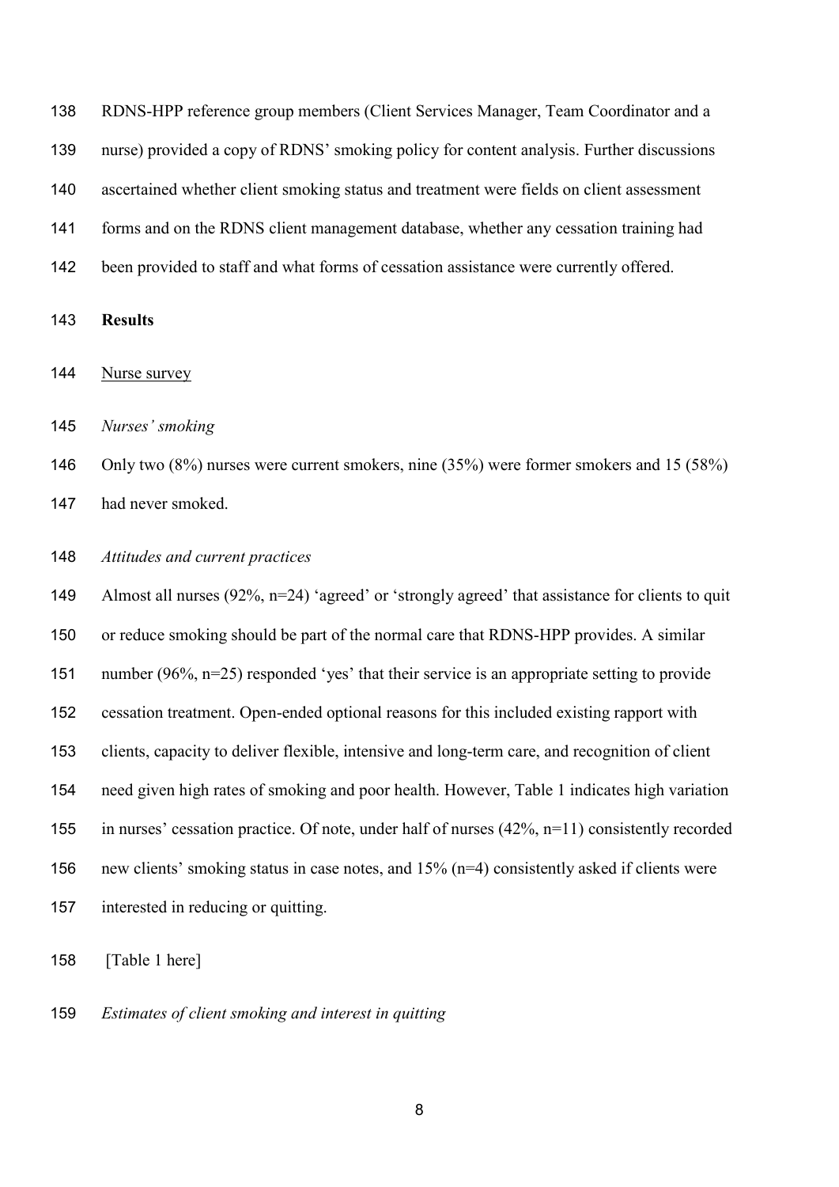RDNS-HPP reference group members (Client Services Manager, Team Coordinator and a nurse) provided a copy of RDNS' smoking policy for content analysis. Further discussions ascertained whether client smoking status and treatment were fields on client assessment forms and on the RDNS client management database, whether any cessation training had been provided to staff and what forms of cessation assistance were currently offered.

## Results

Nurse survey

*Nurses' smoking*

Only two (8%) nurses were current smokers, nine (35%) were former smokers and 15 (58%) had never smoked.

*Attitudes and current practices*

Almost all nurses (92%, n=24) 'agreed' or 'strongly agreed' that assistance for clients to quit or reduce smoking should be part of the normal care that RDNS-HPP provides. A similar number (96%, n=25) responded 'yes' that their service is an appropriate setting to provide cessation treatment. Open-ended optional reasons for this included existing rapport with clients, capacity to deliver flexible, intensive and long-term care, and recognition of client need given high rates of smoking and poor health. However, Table 1 indicates high variation in nurses' cessation practice. Of note, under half of nurses (42%, n=11) consistently recorded new clients' smoking status in case notes, and 15% (n=4) consistently asked if clients were interested in reducing or quitting.

[Table 1 here]

*Estimates of client smoking and interest in quitting*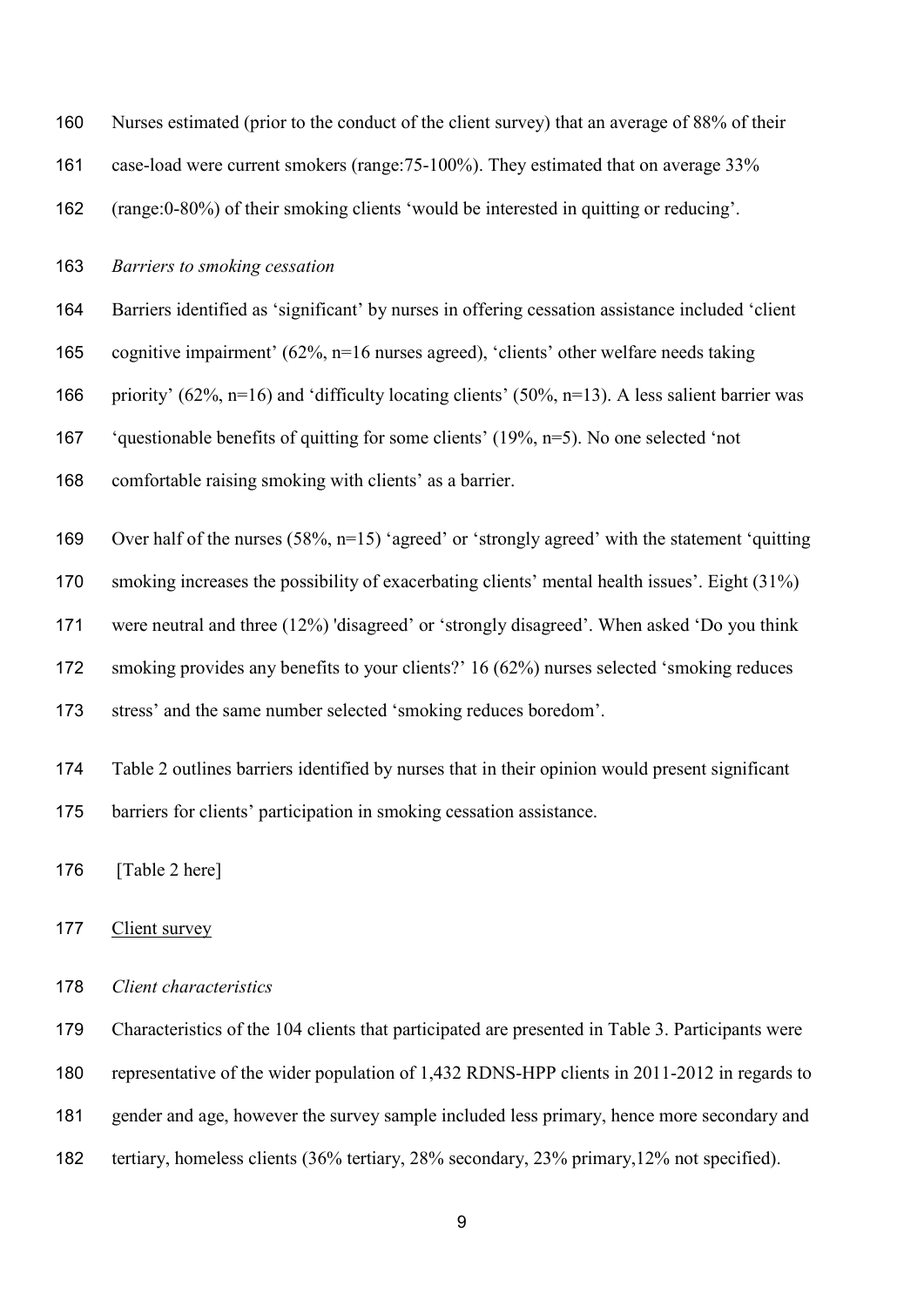Nurses estimated (prior to the conduct of the client survey) that an average of 88% of their case-load were current smokers (range:75-100%). They estimated that on average 33% (range:0-80%) of their smoking clients 'would be interested in quitting or reducing'.

*Barriers to smoking cessation*

Barriers identified as 'significant' by nurses in offering cessation assistance included 'client cognitive impairment' (62%, n=16 nurses agreed), 'clients' other welfare needs taking priority' (62%, n=16) and 'difficulty locating clients' (50%, n=13). A less salient barrier was 'questionable benefits of quitting for some clients' (19%, n=5). No one selected 'not comfortable raising smoking with clients' as a barrier.

Over half of the nurses (58%, n=15) 'agreed' or 'strongly agreed' with the statement 'quitting smoking increases the possibility of exacerbating clients' mental health issues'. Eight (31%) were neutral and three (12%) 'disagreed' or 'strongly disagreed'. When asked 'Do you think smoking provides any benefits to your clients?' 16 (62%) nurses selected 'smoking reduces stress' and the same number selected 'smoking reduces boredom'.

Table 2 outlines barriers identified by nurses that in their opinion would present significant barriers for clients' participation in smoking cessation assistance.

[Table 2 here]

Client survey

*Client characteristics*

Characteristics of the 104 clients that participated are presented in Table 3. Participants were representative of the wider population of 1,432 RDNS-HPP clients in 2011-2012 in regards to gender and age, however the survey sample included less primary, hence more secondary and tertiary, homeless clients (36% tertiary, 28% secondary, 23% primary,12% not specified).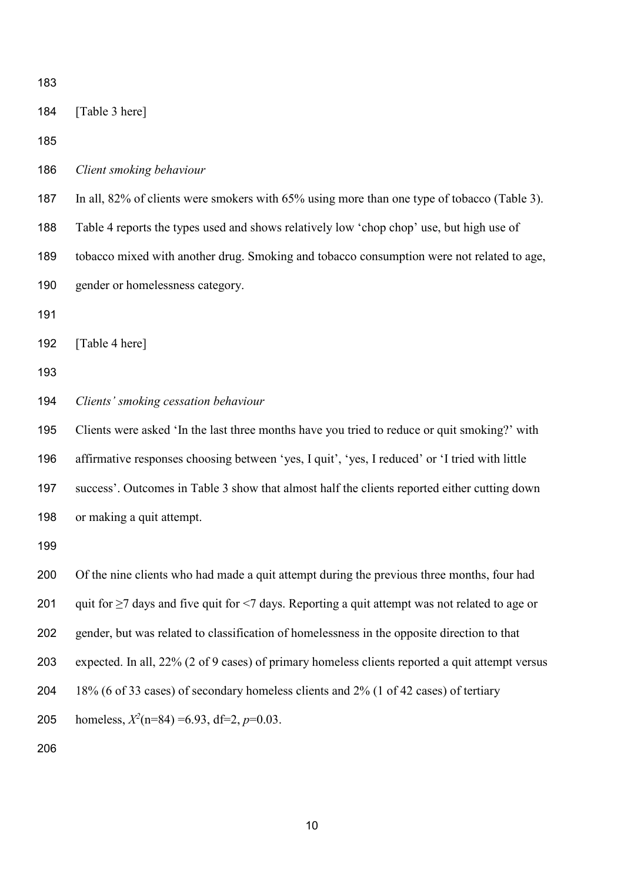[Table 3 here]

*Client smoking behaviour*

In all, 82% of clients were smokers with 65% using more than one type of tobacco (Table 3). Table 4 reports the types used and shows relatively low 'chop chop' use, but high use of tobacco mixed with another drug. Smoking and tobacco consumption were not related to age, gender or homelessness category.

[Table 4 here]

*Clients' smoking cessation behaviour*

Clients were asked 'In the last three months have you tried to reduce or quit smoking?' with affirmative responses choosing between 'yes, I quit', 'yes, I reduced' or 'I tried with little success'. Outcomes in Table 3 show that almost half the clients reported either cutting down or making a quit attempt.

Of the nine clients who had made a quit attempt during the previous three months, four had quit for ≥7 days and five quit for <7 days. Reporting a quit attempt was not related to age or gender, but was related to classification of homelessness in the opposite direction to that expected. In all, 22% (2 of 9 cases) of primary homeless clients reported a quit attempt versus 18% (6 of 33 cases) of secondary homeless clients and 2% (1 of 42 cases) of tertiary homeless, $X^2$(n=84) =6.93, df=2, $p$=0.03.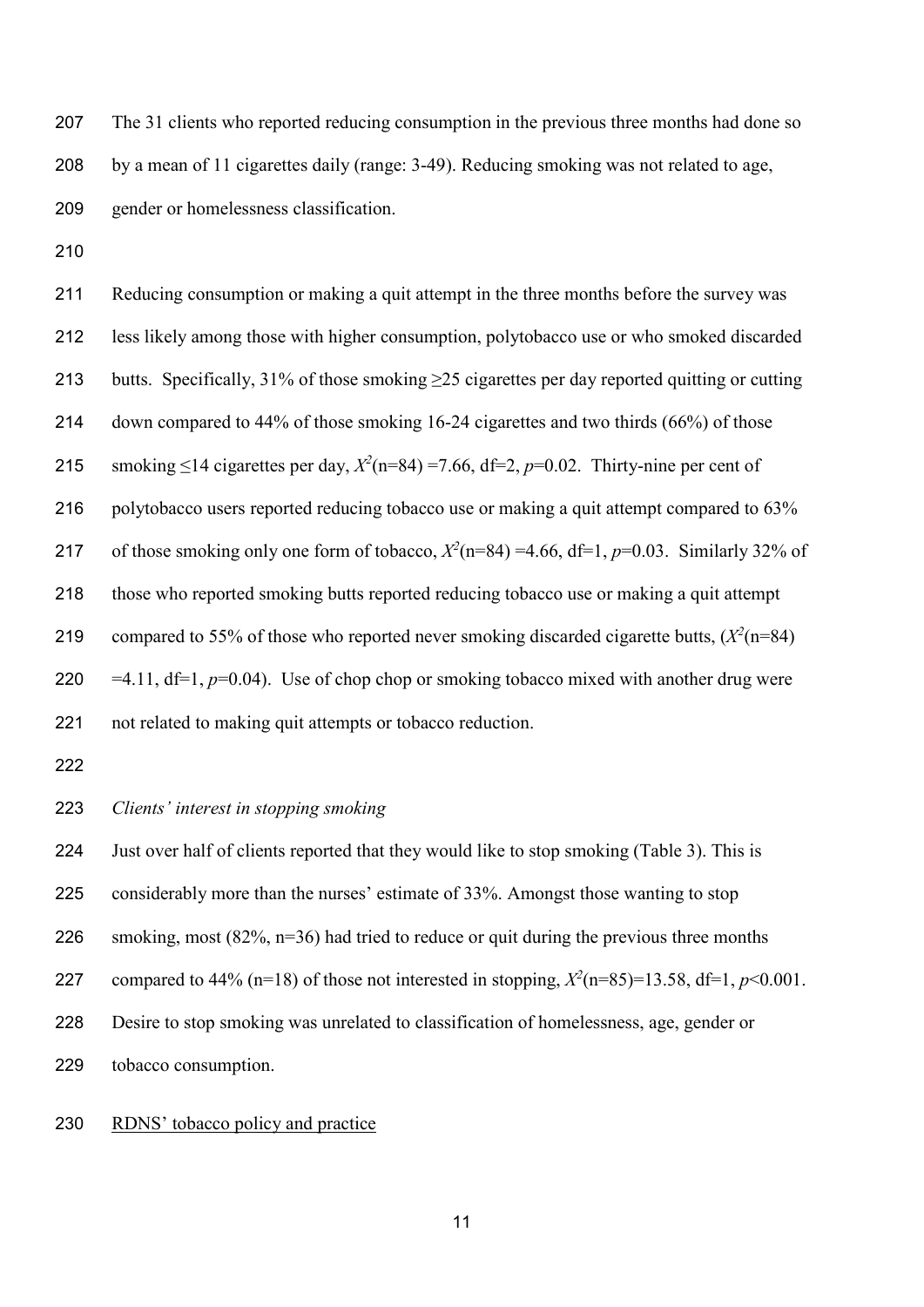The 31 clients who reported reducing consumption in the previous three months had done so by a mean of 11 cigarettes daily (range: 3-49). Reducing smoking was not related to age, gender or homelessness classification.

Reducing consumption or making a quit attempt in the three months before the survey was less likely among those with higher consumption, polytobacco use or who smoked discarded butts. Specifically, 31% of those smoking ≥25 cigarettes per day reported quitting or cutting down compared to 44% of those smoking 16-24 cigarettes and two thirds (66%) of those smoking ≤14 cigarettes per day, $X^2$(n=84) =7.66, df=2, $p$=0.02. Thirty-nine per cent of polytobacco users reported reducing tobacco use or making a quit attempt compared to 63% of those smoking only one form of tobacco, $X^2$(n=84) =4.66, df=1, $p$=0.03. Similarly 32% of those who reported smoking butts reported reducing tobacco use or making a quit attempt compared to 55% of those who reported never smoking discarded cigarette butts, ($X^2$(n=84) =4.11, df=1, $p$=0.04). Use of chop chop or smoking tobacco mixed with another drug were not related to making quit attempts or tobacco reduction.

*Clients' interest in stopping smoking*

Just over half of clients reported that they would like to stop smoking (Table 3). This is considerably more than the nurses' estimate of 33%. Amongst those wanting to stop smoking, most (82%, n=36) had tried to reduce or quit during the previous three months compared to 44% (n=18) of those not interested in stopping, $X^2$(n=85)=13.58, df=1, $p$<0.001. Desire to stop smoking was unrelated to classification of homelessness, age, gender or tobacco consumption.

<u>RDNS' tobacco policy and practice</u>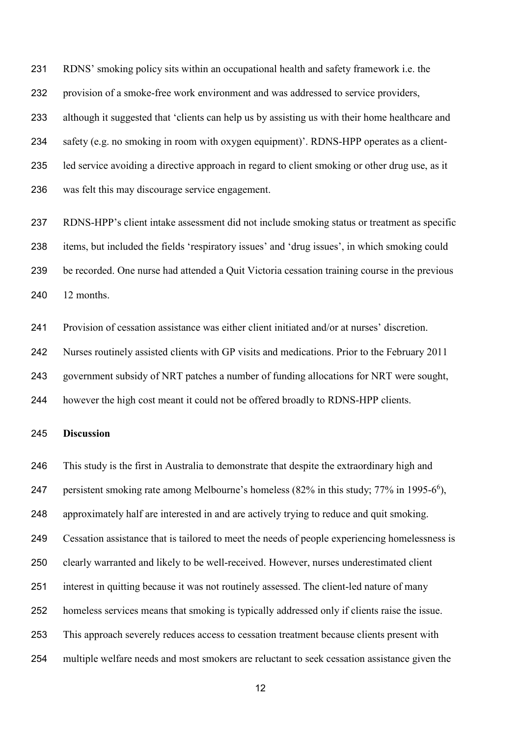RDNS' smoking policy sits within an occupational health and safety framework i.e. the provision of a smoke-free work environment and was addressed to service providers, although it suggested that 'clients can help us by assisting us with their home healthcare and safety (e.g. no smoking in room with oxygen equipment)'. RDNS-HPP operates as a client-led service avoiding a directive approach in regard to client smoking or other drug use, as it was felt this may discourage service engagement.

RDNS-HPP's client intake assessment did not include smoking status or treatment as specific items, but included the fields 'respiratory issues' and 'drug issues', in which smoking could be recorded. One nurse had attended a Quit Victoria cessation training course in the previous 12 months.

Provision of cessation assistance was either client initiated and/or at nurses' discretion. Nurses routinely assisted clients with GP visits and medications. Prior to the February 2011 government subsidy of NRT patches a number of funding allocations for NRT were sought, however the high cost meant it could not be offered broadly to RDNS-HPP clients.

**Discussion**

This study is the first in Australia to demonstrate that despite the extraordinary high and persistent smoking rate among Melbourne's homeless (82% in this study; 77% in 1995-6[6]), approximately half are interested in and are actively trying to reduce and quit smoking. Cessation assistance that is tailored to meet the needs of people experiencing homelessness is clearly warranted and likely to be well-received. However, nurses underestimated client interest in quitting because it was not routinely assessed. The client-led nature of many homeless services means that smoking is typically addressed only if clients raise the issue. This approach severely reduces access to cessation treatment because clients present with multiple welfare needs and most smokers are reluctant to seek cessation assistance given the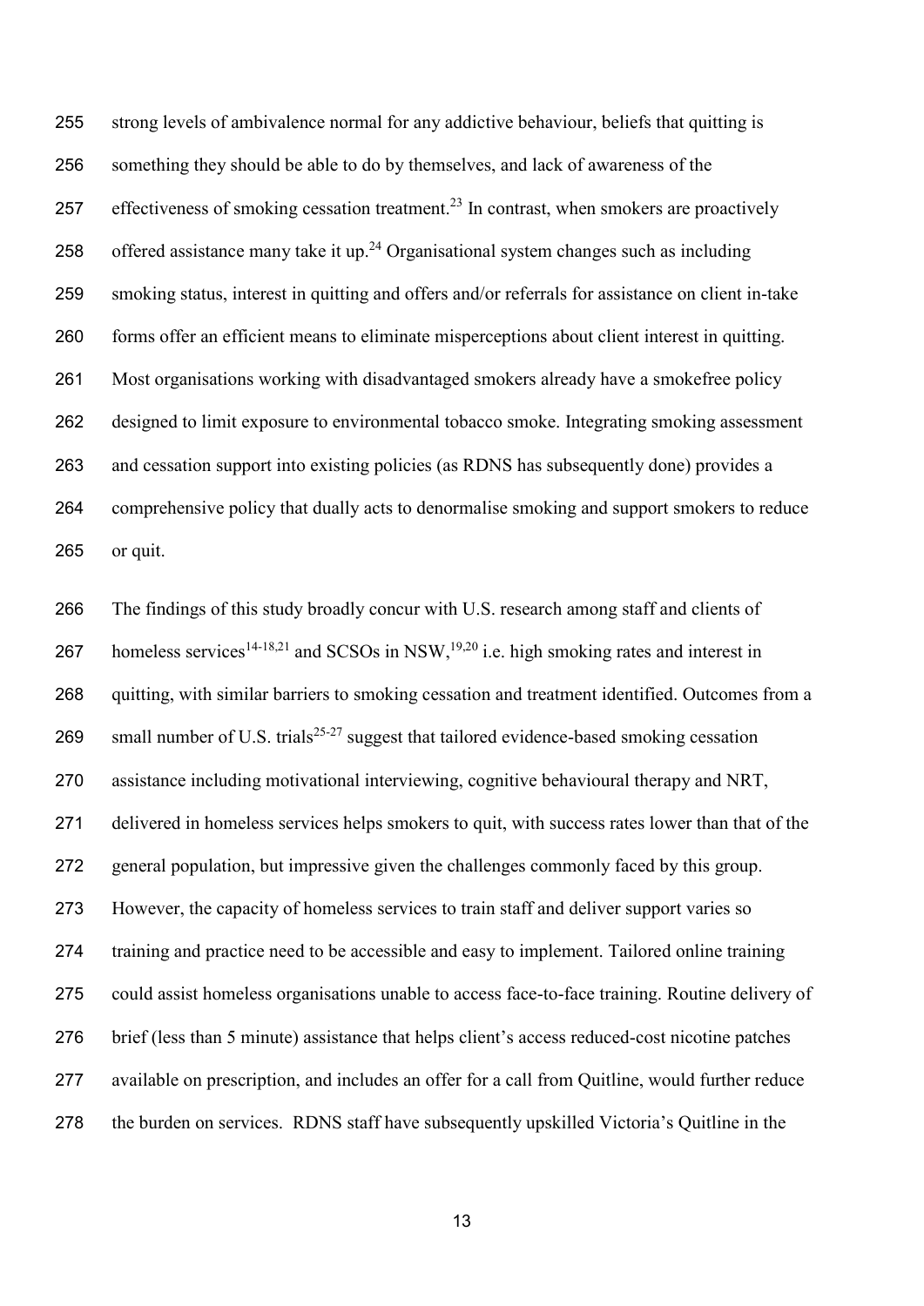strong levels of ambivalence normal for any addictive behaviour, beliefs that quitting is something they should be able to do by themselves, and lack of awareness of the effectiveness of smoking cessation treatment.[23] In contrast, when smokers are proactively offered assistance many take it up.[24] Organisational system changes such as including smoking status, interest in quitting and offers and/or referrals for assistance on client in-take forms offer an efficient means to eliminate misperceptions about client interest in quitting. Most organisations working with disadvantaged smokers already have a smokefree policy designed to limit exposure to environmental tobacco smoke. Integrating smoking assessment and cessation support into existing policies (as RDNS has subsequently done) provides a comprehensive policy that dually acts to denormalise smoking and support smokers to reduce or quit.

The findings of this study broadly concur with U.S. research among staff and clients of homeless services[14-18,21] and SCSOs in NSW,[19,20] i.e. high smoking rates and interest in quitting, with similar barriers to smoking cessation and treatment identified. Outcomes from a small number of U.S. trials[25-27] suggest that tailored evidence-based smoking cessation assistance including motivational interviewing, cognitive behavioural therapy and NRT, delivered in homeless services helps smokers to quit, with success rates lower than that of the general population, but impressive given the challenges commonly faced by this group. However, the capacity of homeless services to train staff and deliver support varies so training and practice need to be accessible and easy to implement. Tailored online training could assist homeless organisations unable to access face-to-face training. Routine delivery of brief (less than 5 minute) assistance that helps client's access reduced-cost nicotine patches available on prescription, and includes an offer for a call from Quitline, would further reduce the burden on services. RDNS staff have subsequently upskilled Victoria's Quitline in the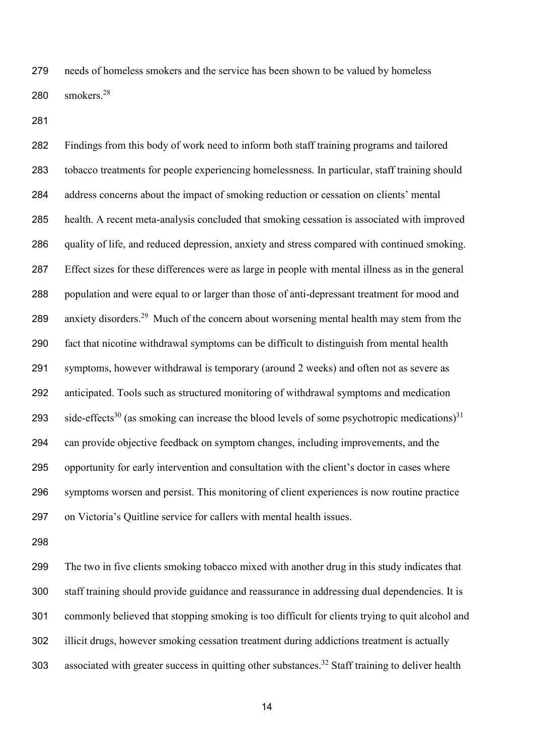needs of homeless smokers and the service has been shown to be valued by homeless smokers.[28]

Findings from this body of work need to inform both staff training programs and tailored tobacco treatments for people experiencing homelessness. In particular, staff training should address concerns about the impact of smoking reduction or cessation on clients' mental health. A recent meta-analysis concluded that smoking cessation is associated with improved quality of life, and reduced depression, anxiety and stress compared with continued smoking. Effect sizes for these differences were as large in people with mental illness as in the general population and were equal to or larger than those of anti-depressant treatment for mood and anxiety disorders.[29] Much of the concern about worsening mental health may stem from the fact that nicotine withdrawal symptoms can be difficult to distinguish from mental health symptoms, however withdrawal is temporary (around 2 weeks) and often not as severe as anticipated. Tools such as structured monitoring of withdrawal symptoms and medication side-effects[30] (as smoking can increase the blood levels of some psychotropic medications)[31] can provide objective feedback on symptom changes, including improvements, and the opportunity for early intervention and consultation with the client's doctor in cases where symptoms worsen and persist. This monitoring of client experiences is now routine practice on Victoria's Quitline service for callers with mental health issues.

The two in five clients smoking tobacco mixed with another drug in this study indicates that staff training should provide guidance and reassurance in addressing dual dependencies. It is commonly believed that stopping smoking is too difficult for clients trying to quit alcohol and illicit drugs, however smoking cessation treatment during addictions treatment is actually associated with greater success in quitting other substances.[32] Staff training to deliver health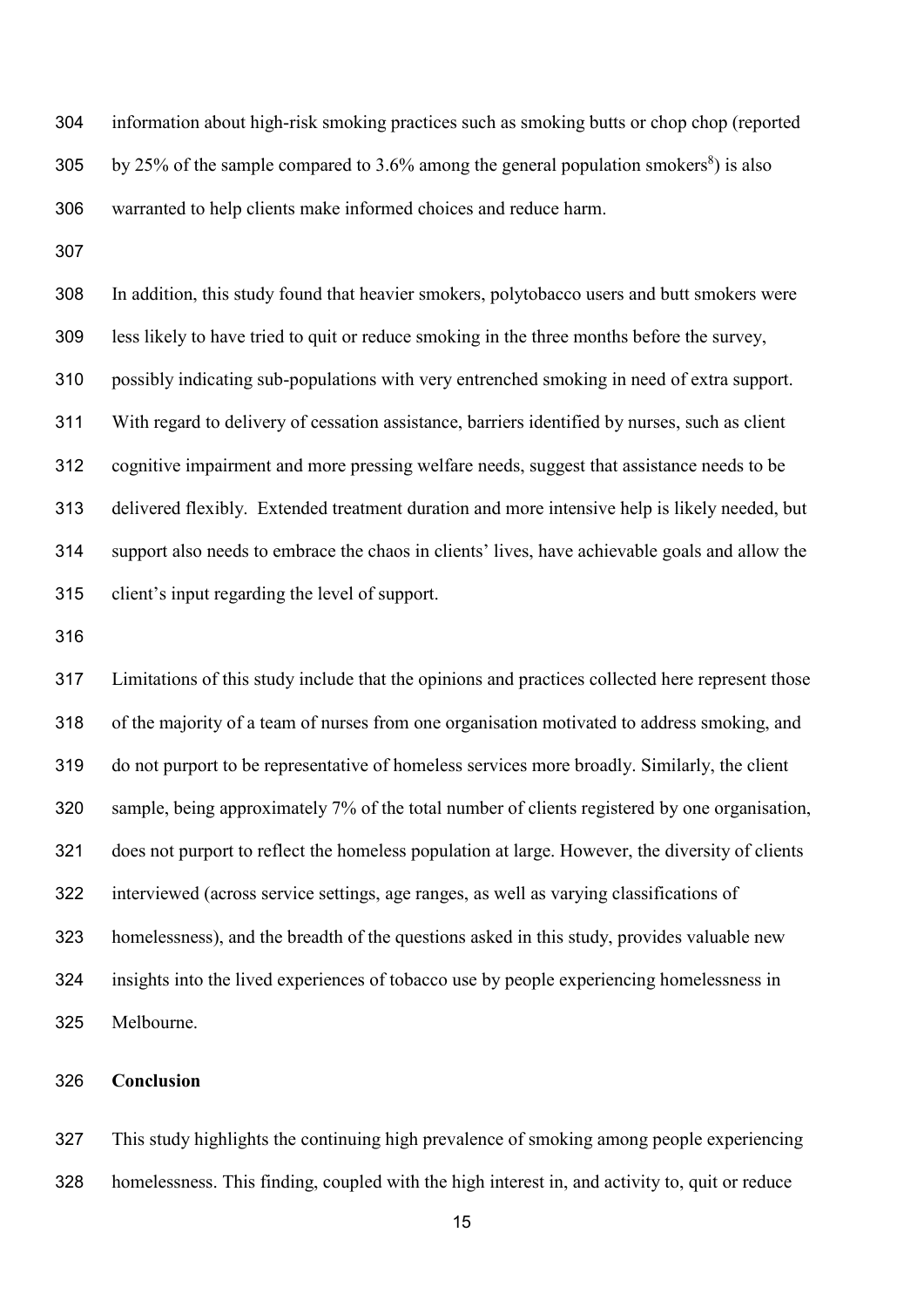information about high-risk smoking practices such as smoking butts or chop chop (reported by 25% of the sample compared to 3.6% among the general population smokers[8]) is also warranted to help clients make informed choices and reduce harm.

In addition, this study found that heavier smokers, polytobacco users and butt smokers were less likely to have tried to quit or reduce smoking in the three months before the survey, possibly indicating sub-populations with very entrenched smoking in need of extra support. With regard to delivery of cessation assistance, barriers identified by nurses, such as client cognitive impairment and more pressing welfare needs, suggest that assistance needs to be delivered flexibly. Extended treatment duration and more intensive help is likely needed, but support also needs to embrace the chaos in clients' lives, have achievable goals and allow the client's input regarding the level of support.

Limitations of this study include that the opinions and practices collected here represent those of the majority of a team of nurses from one organisation motivated to address smoking, and do not purport to be representative of homeless services more broadly. Similarly, the client sample, being approximately 7% of the total number of clients registered by one organisation, does not purport to reflect the homeless population at large. However, the diversity of clients interviewed (across service settings, age ranges, as well as varying classifications of homelessness), and the breadth of the questions asked in this study, provides valuable new insights into the lived experiences of tobacco use by people experiencing homelessness in Melbourne.

**Conclusion**

This study highlights the continuing high prevalence of smoking among people experiencing homelessness. This finding, coupled with the high interest in, and activity to, quit or reduce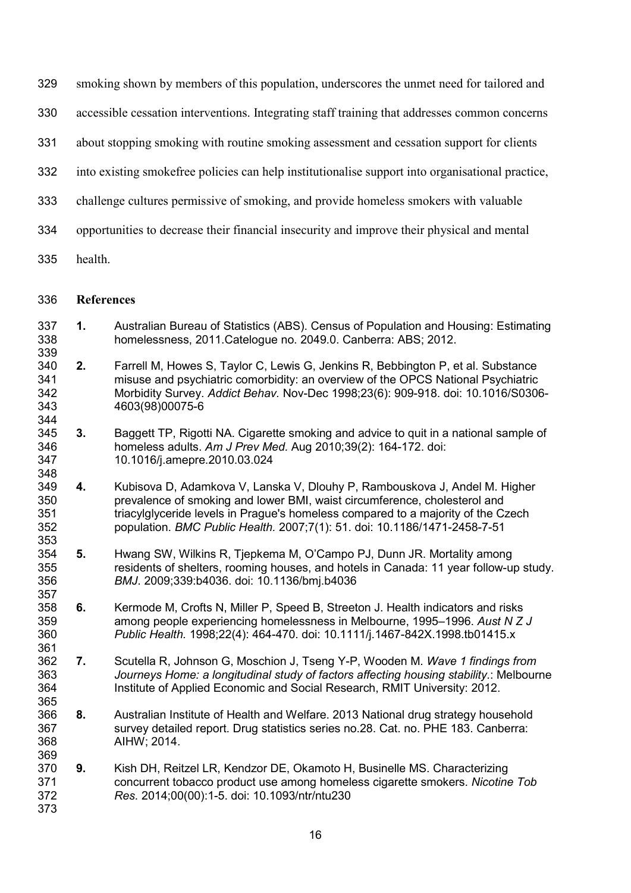smoking shown by members of this population, underscores the unmet need for tailored and accessible cessation interventions. Integrating staff training that addresses common concerns about stopping smoking with routine smoking assessment and cessation support for clients into existing smokefree policies can help institutionalise support into organisational practice, challenge cultures permissive of smoking, and provide homeless smokers with valuable opportunities to decrease their financial insecurity and improve their physical and mental health.

## References

1. Australian Bureau of Statistics (ABS). Census of Population and Housing: Estimating homelessness, 2011.Catelogue no. 2049.0. Canberra: ABS; 2012.

2. Farrell M, Howes S, Taylor C, Lewis G, Jenkins R, Bebbington P, et al. Substance misuse and psychiatric comorbidity: an overview of the OPCS National Psychiatric Morbidity Survey. *Addict Behav.* Nov-Dec 1998;23(6): 909-918. doi: 10.1016/S0306-4603(98)00075-6

3. Baggett TP, Rigotti NA. Cigarette smoking and advice to quit in a national sample of homeless adults. *Am J Prev Med.* Aug 2010;39(2): 164-172. doi: 10.1016/j.amepre.2010.03.024

4. Kubisova D, Adamkova V, Lanska V, Dlouhy P, Rambouskova J, Andel M. Higher prevalence of smoking and lower BMI, waist circumference, cholesterol and triacylglyceride levels in Prague's homeless compared to a majority of the Czech population. *BMC Public Health.* 2007;7(1): 51. doi: 10.1186/1471-2458-7-51

5. Hwang SW, Wilkins R, Tjepkema M, O'Campo PJ, Dunn JR. Mortality among residents of shelters, rooming houses, and hotels in Canada: 11 year follow-up study. *BMJ*. 2009;339:b4036. doi: 10.1136/bmj.b4036

6. Kermode M, Crofts N, Miller P, Speed B, Streeton J. Health indicators and risks among people experiencing homelessness in Melbourne, 1995–1996. *Aust N Z J Public Health.* 1998;22(4): 464-470. doi: 10.1111/j.1467-842X.1998.tb01415.x

7. Scutella R, Johnson G, Moschion J, Tseng Y-P, Wooden M. *Wave 1 findings from Journeys Home: a longitudinal study of factors affecting housing stability.*: Melbourne Institute of Applied Economic and Social Research, RMIT University: 2012.

8. Australian Institute of Health and Welfare. 2013 National drug strategy household survey detailed report. Drug statistics series no.28. Cat. no. PHE 183. Canberra: AIHW; 2014.

9. Kish DH, Reitzel LR, Kendzor DE, Okamoto H, Businelle MS. Characterizing concurrent tobacco product use among homeless cigarette smokers. *Nicotine Tob Res.* 2014;00(00):1-5. doi: 10.1093/ntr/ntu230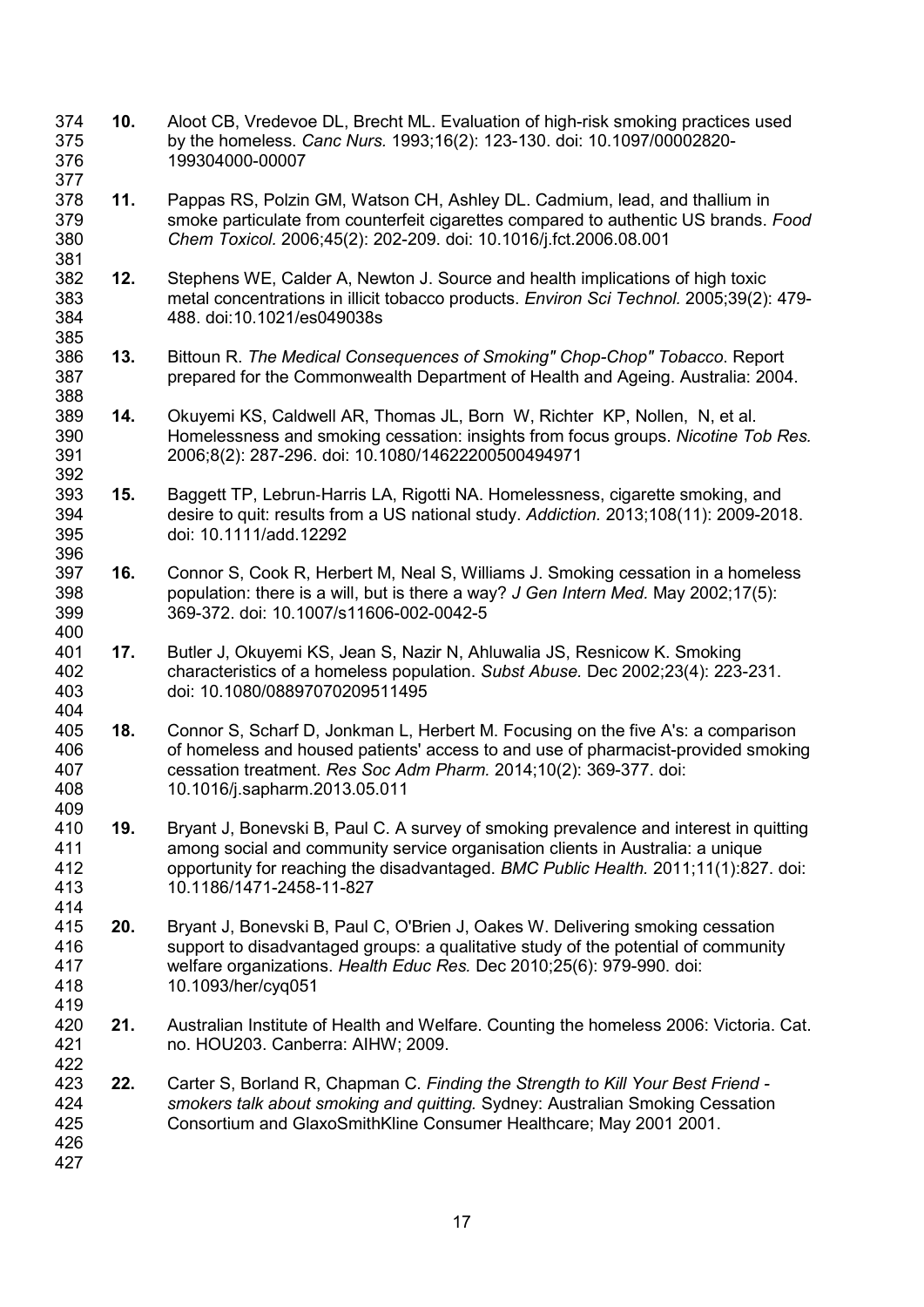10. Aloot CB, Vredevoe DL, Brecht ML. Evaluation of high-risk smoking practices used by the homeless. *Canc Nurs.* 1993;16(2): 123-130. doi: 10.1097/00002820-199304000-00007

11. Pappas RS, Polzin GM, Watson CH, Ashley DL. Cadmium, lead, and thallium in smoke particulate from counterfeit cigarettes compared to authentic US brands. *Food Chem Toxicol.* 2006;45(2): 202-209. doi: 10.1016/j.fct.2006.08.001

12. Stephens WE, Calder A, Newton J. Source and health implications of high toxic metal concentrations in illicit tobacco products. *Environ Sci Technol.* 2005;39(2): 479-488. doi:10.1021/es049038s

13. Bittoun R. *The Medical Consequences of Smoking" Chop-Chop" Tobacco*. Report prepared for the Commonwealth Department of Health and Ageing. Australia: 2004.

14. Okuyemi KS, Caldwell AR, Thomas JL, Born W, Richter KP, Nollen, N, et al. Homelessness and smoking cessation: insights from focus groups. *Nicotine Tob Res.* 2006;8(2): 287-296. doi: 10.1080/14622200500494971

15. Baggett TP, Lebrun-Harris LA, Rigotti NA. Homelessness, cigarette smoking, and desire to quit: results from a US national study. *Addiction.* 2013;108(11): 2009-2018. doi: 10.1111/add.12292

16. Connor S, Cook R, Herbert M, Neal S, Williams J. Smoking cessation in a homeless population: there is a will, but is there a way? *J Gen Intern Med.* May 2002;17(5): 369-372. doi: 10.1007/s11606-002-0042-5

17. Butler J, Okuyemi KS, Jean S, Nazir N, Ahluwalia JS, Resnicow K. Smoking characteristics of a homeless population. *Subst Abuse.* Dec 2002;23(4): 223-231. doi: 10.1080/08897070209511495

18. Connor S, Scharf D, Jonkman L, Herbert M. Focusing on the five A's: a comparison of homeless and housed patients' access to and use of pharmacist-provided smoking cessation treatment. *Res Soc Adm Pharm.* 2014;10(2): 369-377. doi: 10.1016/j.sapharm.2013.05.011

19. Bryant J, Bonevski B, Paul C. A survey of smoking prevalence and interest in quitting among social and community service organisation clients in Australia: a unique opportunity for reaching the disadvantaged. *BMC Public Health.* 2011;11(1):827. doi: 10.1186/1471-2458-11-827

20. Bryant J, Bonevski B, Paul C, O'Brien J, Oakes W. Delivering smoking cessation support to disadvantaged groups: a qualitative study of the potential of community welfare organizations. *Health Educ Res.* Dec 2010;25(6): 979-990. doi: 10.1093/her/cyq051

21. Australian Institute of Health and Welfare. Counting the homeless 2006: Victoria. Cat. no. HOU203. Canberra: AIHW; 2009.

22. Carter S, Borland R, Chapman C. *Finding the Strength to Kill Your Best Friend - smokers talk about smoking and quitting.* Sydney: Australian Smoking Cessation Consortium and GlaxoSmithKline Consumer Healthcare; May 2001 2001.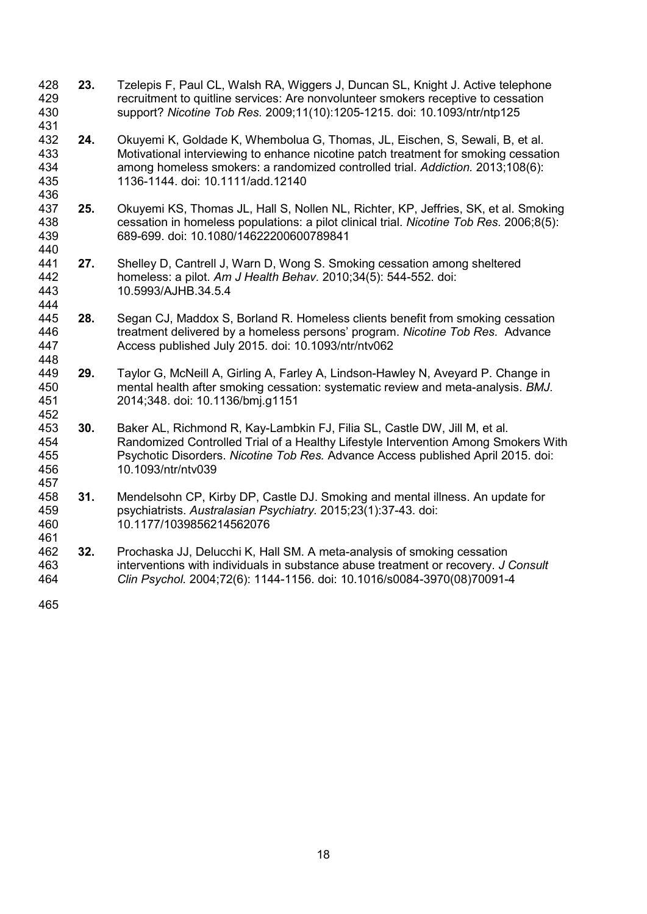**23.** Tzelepis F, Paul CL, Walsh RA, Wiggers J, Duncan SL, Knight J. Active telephone recruitment to quitline services: Are nonvolunteer smokers receptive to cessation support? *Nicotine Tob Res.* 2009;11(10):1205-1215. doi: 10.1093/ntr/ntp125

**24.** Okuyemi K, Goldade K, Whembolua G, Thomas, JL, Eischen, S, Sewali, B, et al. Motivational interviewing to enhance nicotine patch treatment for smoking cessation among homeless smokers: a randomized controlled trial. *Addiction.* 2013;108(6): 1136-1144. doi: 10.1111/add.12140

**25.** Okuyemi KS, Thomas JL, Hall S, Nollen NL, Richter, KP, Jeffries, SK, et al. Smoking cessation in homeless populations: a pilot clinical trial. *Nicotine Tob Res.* 2006;8(5): 689-699. doi: 10.1080/14622200600789841

**27.** Shelley D, Cantrell J, Warn D, Wong S. Smoking cessation among sheltered homeless: a pilot. *Am J Health Behav.* 2010;34(5): 544-552. doi: 10.5993/AJHB.34.5.4

**28.** Segan CJ, Maddox S, Borland R. Homeless clients benefit from smoking cessation treatment delivered by a homeless persons' program. *Nicotine Tob Res.* Advance Access published July 2015. doi: 10.1093/ntr/ntv062

**29.** Taylor G, McNeill A, Girling A, Farley A, Lindson-Hawley N, Aveyard P. Change in mental health after smoking cessation: systematic review and meta-analysis. *BMJ.* 2014;348. doi: 10.1136/bmj.g1151

**30.** Baker AL, Richmond R, Kay-Lambkin FJ, Filia SL, Castle DW, Jill M, et al. Randomized Controlled Trial of a Healthy Lifestyle Intervention Among Smokers With Psychotic Disorders. *Nicotine Tob Res.* Advance Access published April 2015. doi: 10.1093/ntr/ntv039

**31.** Mendelsohn CP, Kirby DP, Castle DJ. Smoking and mental illness. An update for psychiatrists. *Australasian Psychiatry.* 2015;23(1):37-43. doi: 10.1177/1039856214562076

**32.** Prochaska JJ, Delucchi K, Hall SM. A meta-analysis of smoking cessation interventions with individuals in substance abuse treatment or recovery. *J Consult Clin Psychol.* 2004;72(6): 1144-1156. doi: 10.1016/s0084-3970(08)70091-4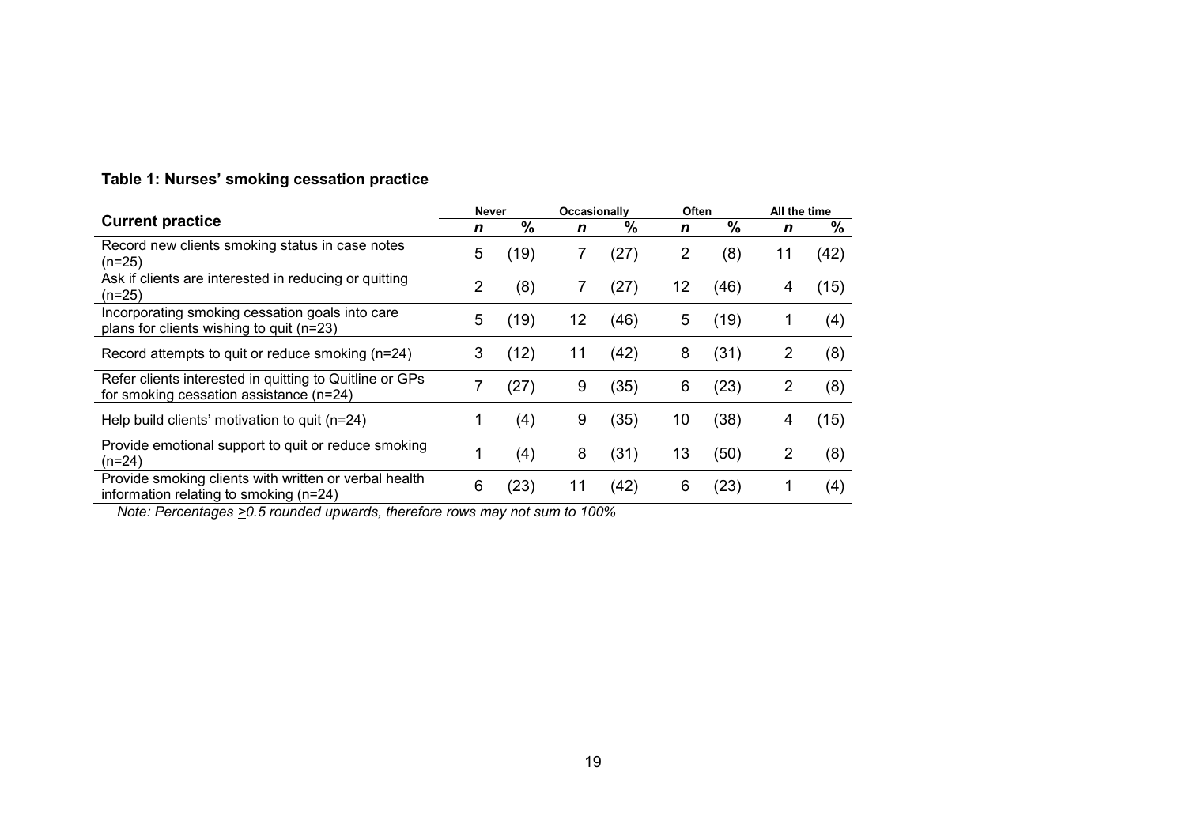**Table 1: Nurses' smoking cessation practice**

| Current practice | Never | | Occasionally | | Often | | All the time | |
|---|---|---|---|---|---|---|---|---|
| | *n* | % | *n* | % | *n* | % | *n* | % |
| Record new clients smoking status in case notes (n=25) | 5 | (19) | 7 | (27) | 2 | (8) | 11 | (42) |
| Ask if clients are interested in reducing or quitting (n=25) | 2 | (8) | 7 | (27) | 12 | (46) | 4 | (15) |
| Incorporating smoking cessation goals into care plans for clients wishing to quit (n=23) | 5 | (19) | 12 | (46) | 5 | (19) | 1 | (4) |
| Record attempts to quit or reduce smoking (n=24) | 3 | (12) | 11 | (42) | 8 | (31) | 2 | (8) |
| Refer clients interested in quitting to Quitline or GPs for smoking cessation assistance (n=24) | 7 | (27) | 9 | (35) | 6 | (23) | 2 | (8) |
| Help build clients' motivation to quit (n=24) | 1 | (4) | 9 | (35) | 10 | (38) | 4 | (15) |
| Provide emotional support to quit or reduce smoking (n=24) | 1 | (4) | 8 | (31) | 13 | (50) | 2 | (8) |
| Provide smoking clients with written or verbal health information relating to smoking (n=24) | 6 | (23) | 11 | (42) | 6 | (23) | 1 | (4) |

*Note: Percentages ≥0.5 rounded upwards, therefore rows may not sum to 100%*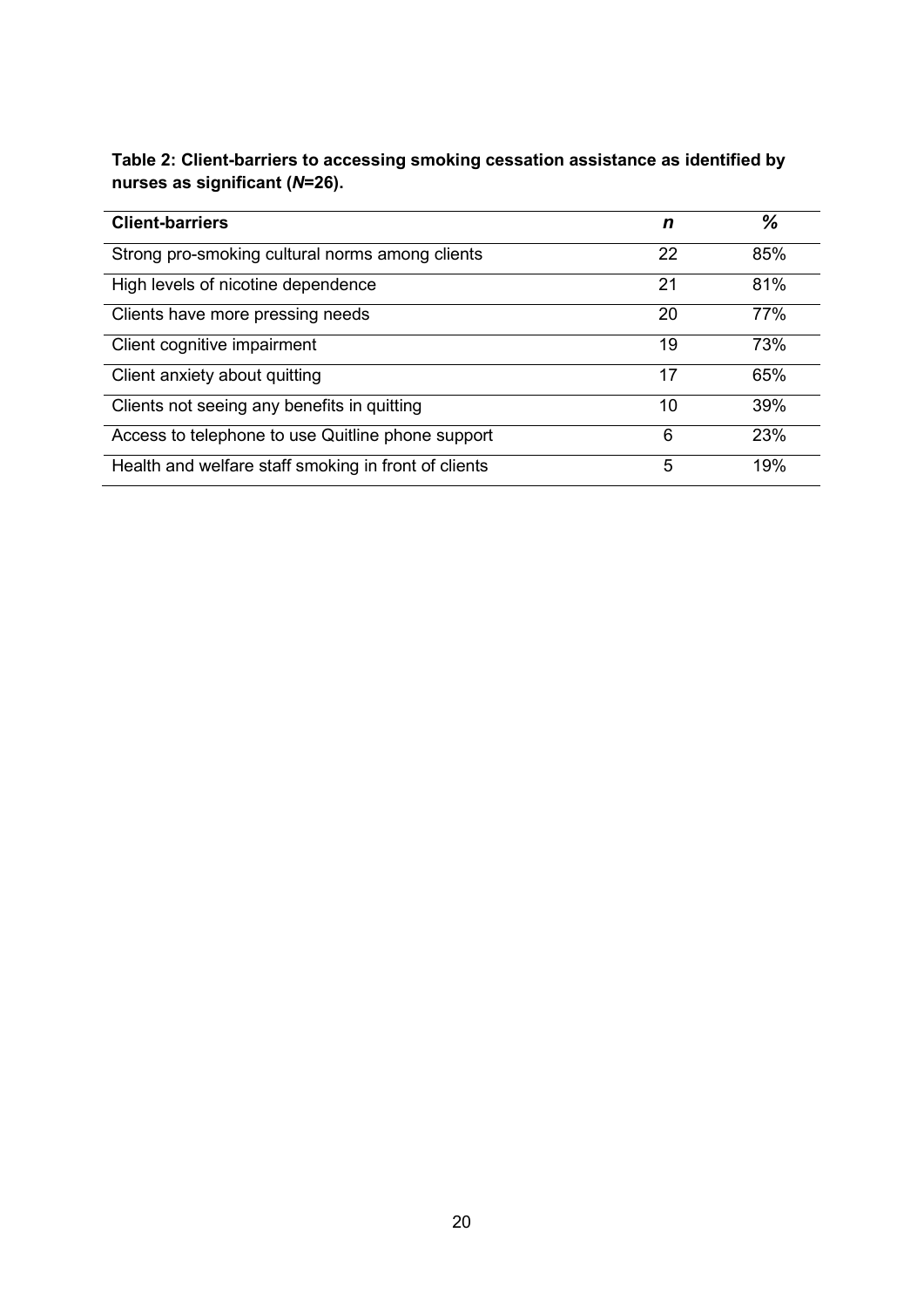**Table 2: Client-barriers to accessing smoking cessation assistance as identified by nurses as significant (*N*=26).**

| **Client-barriers** | ***n*** | **%** |
|---|---|---|
| Strong pro-smoking cultural norms among clients | 22 | 85% |
| High levels of nicotine dependence | 21 | 81% |
| Clients have more pressing needs | 20 | 77% |
| Client cognitive impairment | 19 | 73% |
| Client anxiety about quitting | 17 | 65% |
| Clients not seeing any benefits in quitting | 10 | 39% |
| Access to telephone to use Quitline phone support | 6 | 23% |
| Health and welfare staff smoking in front of clients | 5 | 19% |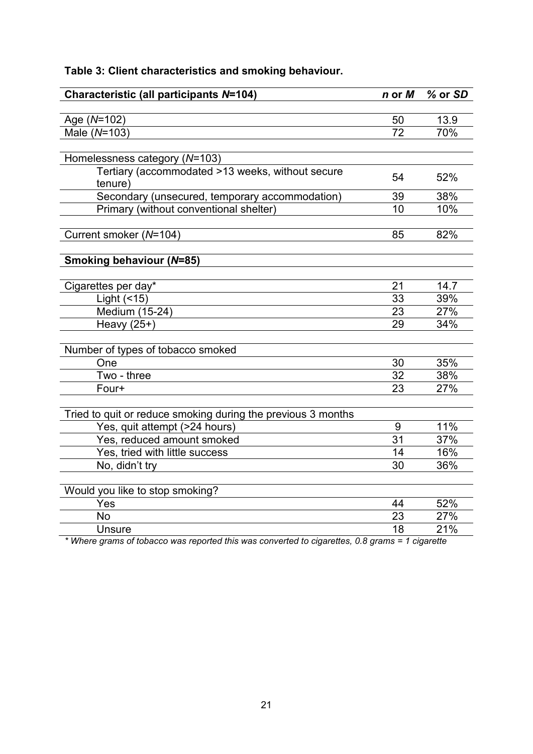**Table 3: Client characteristics and smoking behaviour.**

| Characteristic (all participants *N*=104) | *n* or *M* | % or *SD* |
|---|---|---|
| Age (*N*=102) | 50 | 13.9 |
| Male (*N*=103) | 72 | 70% |
| Homelessness category (*N*=103) | | |
| Tertiary (accommodated >13 weeks, without secure tenure) | 54 | 52% |
| Secondary (unsecured, temporary accommodation) | 39 | 38% |
| Primary (without conventional shelter) | 10 | 10% |
| Current smoker (*N*=104) | 85 | 82% |
| **Smoking behaviour (*N*=85)** | | |
| Cigarettes per day* | 21 | 14.7 |
| Light (<15) | 33 | 39% |
| Medium (15-24) | 23 | 27% |
| Heavy (25+) | 29 | 34% |
| Number of types of tobacco smoked | | |
| One | 30 | 35% |
| Two - three | 32 | 38% |
| Four+ | 23 | 27% |
| Tried to quit or reduce smoking during the previous 3 months | | |
| Yes, quit attempt (>24 hours) | 9 | 11% |
| Yes, reduced amount smoked | 31 | 37% |
| Yes, tried with little success | 14 | 16% |
| No, didn't try | 30 | 36% |
| Would you like to stop smoking? | | |
| Yes | 44 | 52% |
| No | 23 | 27% |
| Unsure | 18 | 21% |

*\* Where grams of tobacco was reported this was converted to cigarettes, 0.8 grams = 1 cigarette*